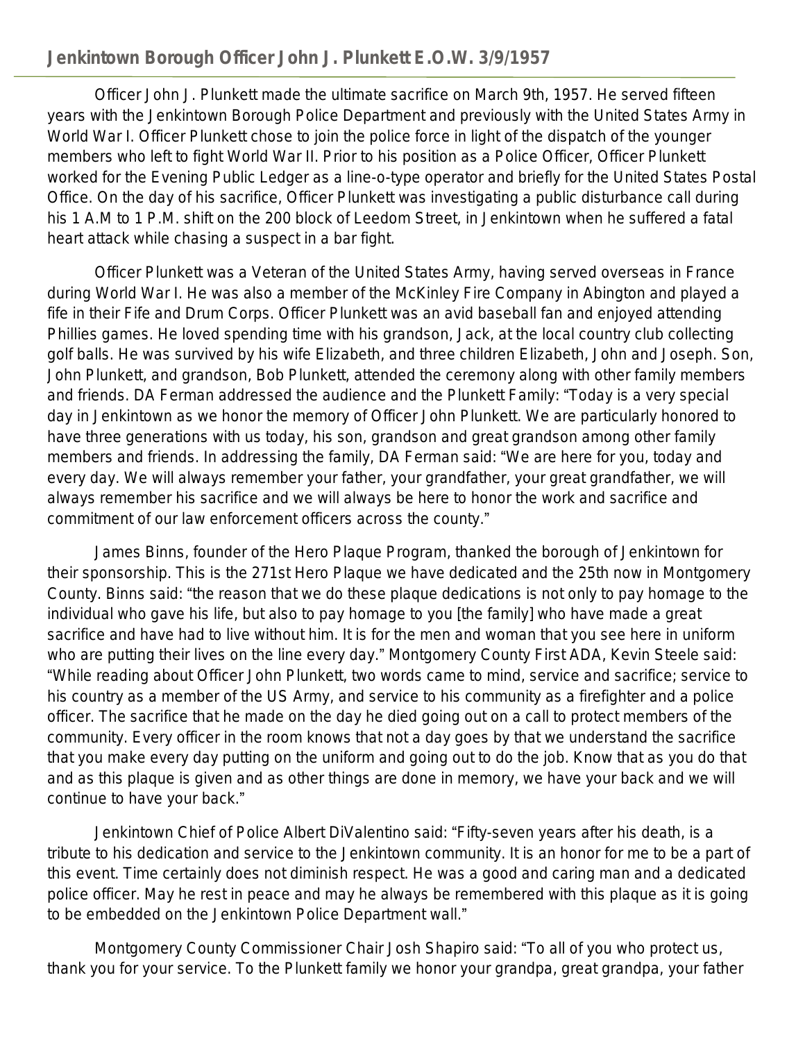## Jenkintown Borough Officer John J. Plunkett E.O.W. 3/9/1957

Officer John J. Plunkett made the ultimate sacrifice on March 9th, 1957. He served fifteen years with the Jenkintown Borough Police Department and previously with the United States Army in World War I. Officer Plunkett chose to join the police force in light of the dispatch of the younger members who left to fight World War II. Prior to his position as a Police Officer, Officer Plunkett worked for the Evening Public Ledger as a line-o-type operator and briefly for the United States Postal Office. On the day of his sacrifice, Officer Plunkett was investigating a public disturbance call during his 1 A.M to 1 P.M. shift on the 200 block of Leedom Street, in Jenkintown when he suffered a fatal heart attack while chasing a suspect in a bar fight.

Officer Plunkett was a Veteran of the United States Army, having served overseas in France during World War I. He was also a member of the McKinley Fire Company in Abington and played a fife in their Fife and Drum Corps. Officer Plunkett was an avid baseball fan and enjoyed attending Phillies games. He loved spending time with his grandson, Jack, at the local country club collecting golf balls. He was survived by his wife Elizabeth, and three children Elizabeth, John and Joseph. Son, John Plunkett, and grandson, Bob Plunkett, attended the ceremony along with other family members and friends. DA Ferman addressed the audience and the Plunkett Family: "Today is a very special day in Jenkintown as we honor the memory of Officer John Plunkett. We are particularly honored to have three generations with us today, his son, grandson and great grandson among other family members and friends. In addressing the family, DA Ferman said: "We are here for you, today and every day. We will always remember your father, your grandfather, your great grandfather, we will always remember his sacrifice and we will always be here to honor the work and sacrifice and commitment of our law enforcement officers across the county."

James Binns, founder of the Hero Plaque Program, thanked the borough of Jenkintown for their sponsorship. This is the 271st Hero Plaque we have dedicated and the 25th now in Montgomery County. Binns said: "the reason that we do these plaque dedications is not only to pay homage to the individual who gave his life, but also to pay homage to you [the family] who have made a great sacrifice and have had to live without him. It is for the men and woman that you see here in uniform who are putting their lives on the line every day." Montgomery County First ADA, Kevin Steele said: "While reading about Officer John Plunkett, two words came to mind, service and sacrifice; service to his country as a member of the US Army, and service to his community as a firefighter and a police officer. The sacrifice that he made on the day he died going out on a call to protect members of the community. Every officer in the room knows that not a day goes by that we understand the sacrifice that you make every day putting on the uniform and going out to do the job. Know that as you do that and as this plaque is given and as other things are done in memory, we have your back and we will continue to have your back."

Jenkintown Chief of Police Albert DiValentino said: "Fifty-seven years after his death, is a tribute to his dedication and service to the Jenkintown community. It is an honor for me to be a part of this event. Time certainly does not diminish respect. He was a good and caring man and a dedicated police officer. May he rest in peace and may he always be remembered with this plaque as it is going to be embedded on the Jenkintown Police Department wall."

Montgomery County Commissioner Chair Josh Shapiro said: "To all of you who protect us, thank you for your service. To the Plunkett family we honor your grandpa, great grandpa, your father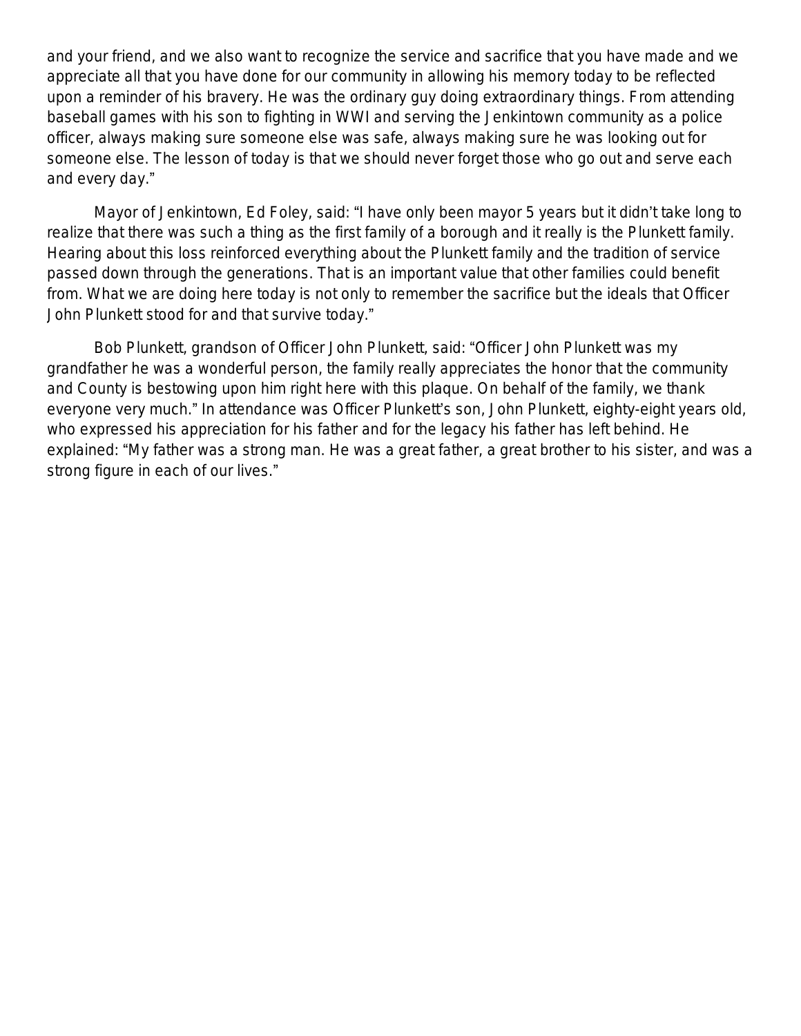and your friend, and we also want to recognize the service and sacrifice that you have made and we appreciate all that you have done for our community in allowing his memory today to be reflected upon a reminder of his bravery. He was the ordinary guy doing extraordinary things. From attending baseball games with his son to fighting in WWI and serving the Jenkintown community as a police officer, always making sure someone else was safe, always making sure he was looking out for someone else. The lesson of today is that we should never forget those who go out and serve each and every day."

Mayor of Jenkintown, Ed Foley, said: "I have only been mayor 5 years but it didn't take long to realize that there was such a thing as the first family of a borough and it really is the Plunkett family. Hearing about this loss reinforced everything about the Plunkett family and the tradition of service passed down through the generations. That is an important value that other families could benefit from. What we are doing here today is not only to remember the sacrifice but the ideals that Officer John Plunkett stood for and that survive today."

Bob Plunkett, grandson of Officer John Plunkett, said: "Officer John Plunkett was my grandfather he was a wonderful person, the family really appreciates the honor that the community and County is bestowing upon him right here with this plaque. On behalf of the family, we thank everyone very much." In attendance was Officer Plunkett's son, John Plunkett, eighty-eight years old, who expressed his appreciation for his father and for the legacy his father has left behind. He explained: "My father was a strong man. He was a great father, a great brother to his sister, and was a strong figure in each of our lives."